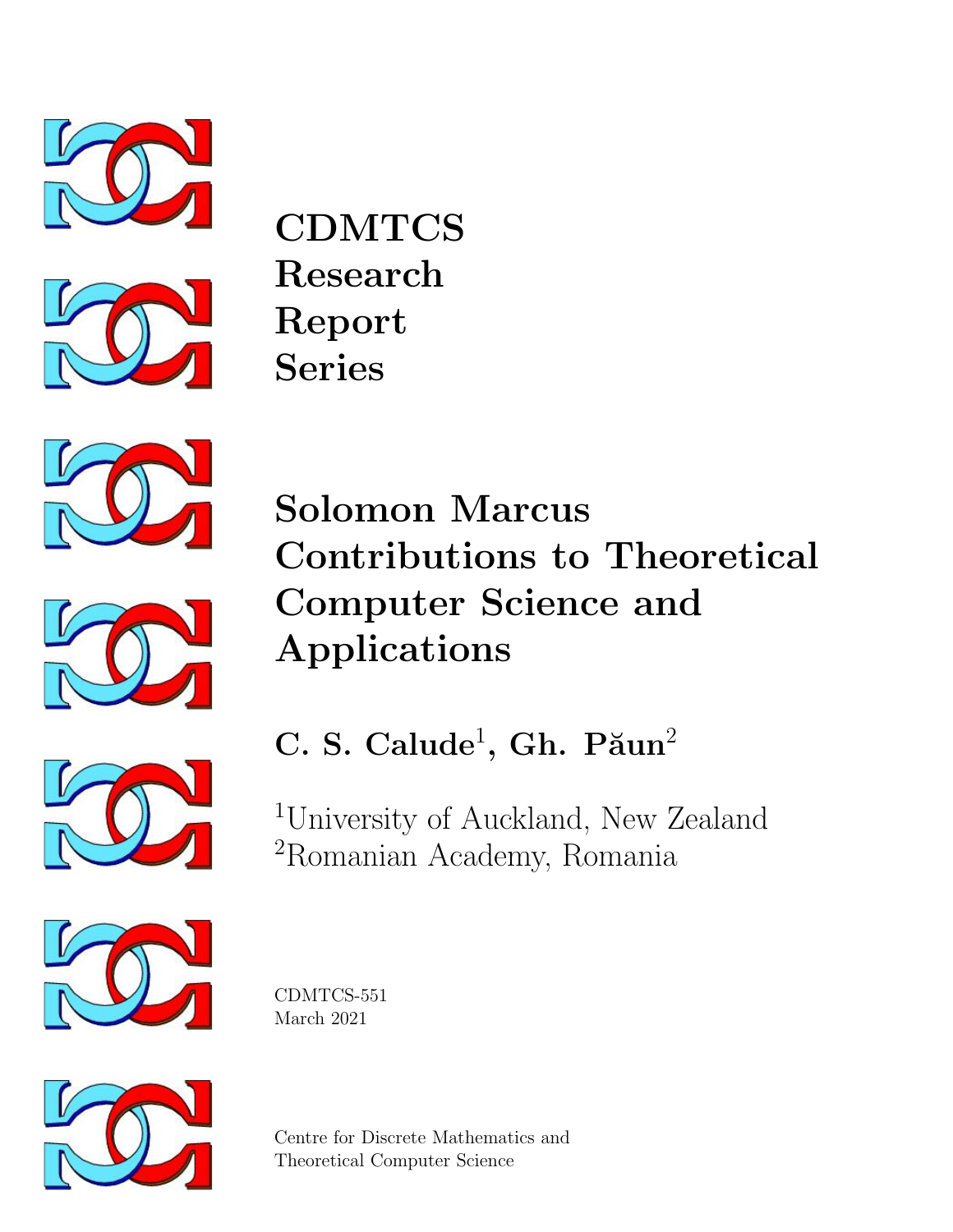**CDMTCS**
**Research**
**Report**
**Series**

# Solomon Marcus Contributions to Theoretical Computer Science and Applications

## C. S. Calude[1], Gh. Păun[2]

[1]University of Auckland, New Zealand
[2]Romanian Academy, Romania

CDMTCS-551
March 2021

Centre for Discrete Mathematics and
Theoretical Computer Science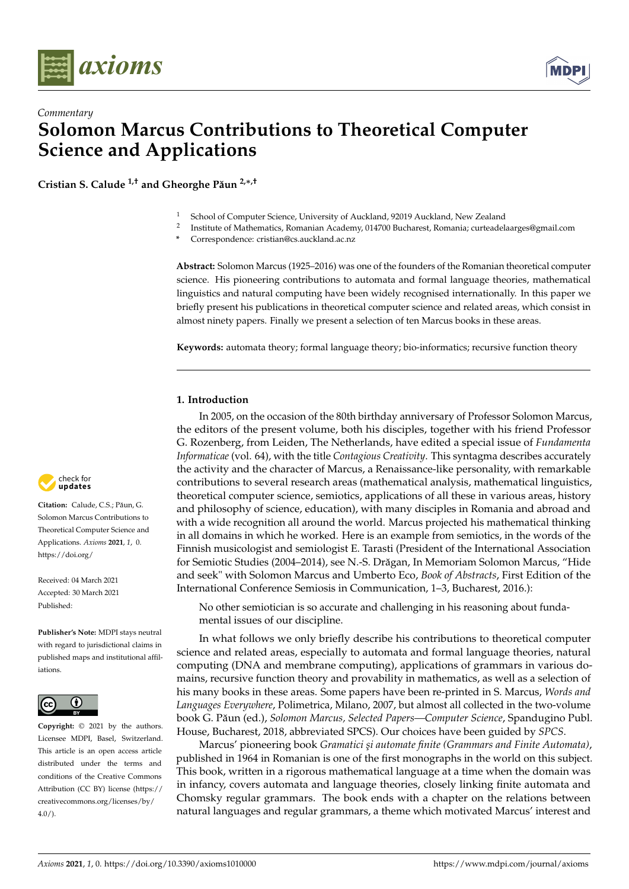# Solomon Marcus Contributions to Theoretical Computer Science and Applications

*Commentary*

**Cristian S. Calude [1,†] and Gheorghe Păun [2,*,†]**

[1] School of Computer Science, University of Auckland, 92019 Auckland, New Zealand
[2] Institute of Mathematics, Romanian Academy, 014700 Bucharest, Romania; curteadelaarges@gmail.com
\* Correspondence: cristian@cs.auckland.ac.nz

**Abstract:** Solomon Marcus (1925–2016) was one of the founders of the Romanian theoretical computer science. His pioneering contributions to automata and formal language theories, mathematical linguistics and natural computing have been widely recognised internationally. In this paper we briefly present his publications in theoretical computer science and related areas, which consist in almost ninety papers. Finally we present a selection of ten Marcus books in these areas.

**Keywords:** automata theory; formal language theory; bio-informatics; recursive function theory

**Citation:** Calude, C.S.; Păun, G. Solomon Marcus Contributions to Theoretical Computer Science and Applications. *Axioms* **2021**, *1*, 0. https://doi.org/

Received: 04 March 2021
Accepted: 30 March 2021
Published:

**Publisher's Note:** MDPI stays neutral with regard to jurisdictional claims in published maps and institutional affiliations.

**Copyright:** © 2021 by the authors. Licensee MDPI, Basel, Switzerland. This article is an open access article distributed under the terms and conditions of the Creative Commons Attribution (CC BY) license (https://creativecommons.org/licenses/by/4.0/).

## 1. Introduction

In 2005, on the occasion of the 80th birthday anniversary of Professor Solomon Marcus, the editors of the present volume, both his disciples, together with his friend Professor G. Rozenberg, from Leiden, The Netherlands, have edited a special issue of *Fundamenta Informaticae* (vol. 64), with the title *Contagious Creativity*. This syntagma describes accurately the activity and the character of Marcus, a Renaissance-like personality, with remarkable contributions to several research areas (mathematical analysis, mathematical linguistics, theoretical computer science, semiotics, applications of all these in various areas, history and philosophy of science, education), with many disciples in Romania and abroad and with a wide recognition all around the world. Marcus projected his mathematical thinking in all domains in which he worked. Here is an example from semiotics, in the words of the Finnish musicologist and semiologist E. Tarasti (President of the International Association for Semiotic Studies (2004–2014), see N.-S. Drăgan, In Memoriam Solomon Marcus, "Hide and seek" with Solomon Marcus and Umberto Eco, *Book of Abstracts*, First Edition of the International Conference Semiosis in Communication, 1–3, Bucharest, 2016.):

> No other semiotician is so accurate and challenging in his reasoning about fundamental issues of our discipline.

In what follows we only briefly describe his contributions to theoretical computer science and related areas, especially to automata and formal language theories, natural computing (DNA and membrane computing), applications of grammars in various domains, recursive function theory and provability in mathematics, as well as a selection of his many books in these areas. Some papers have been re-printed in S. Marcus, *Words and Languages Everywhere*, Polimetrica, Milano, 2007, but almost all collected in the two-volume book G. Păun (ed.), *Solomon Marcus, Selected Papers—Computer Science*, Spandugino Publ. House, Bucharest, 2018, abbreviated SPCS). Our choices have been guided by *SPCS*.

Marcus' pioneering book *Gramatici şi automate finite (Grammars and Finite Automata)*, published in 1964 in Romanian is one of the first monographs in the world on this subject. This book, written in a rigorous mathematical language at a time when the domain was in infancy, covers automata and language theories, closely linking finite automata and Chomsky regular grammars. The book ends with a chapter on the relations between natural languages and regular grammars, a theme which motivated Marcus' interest and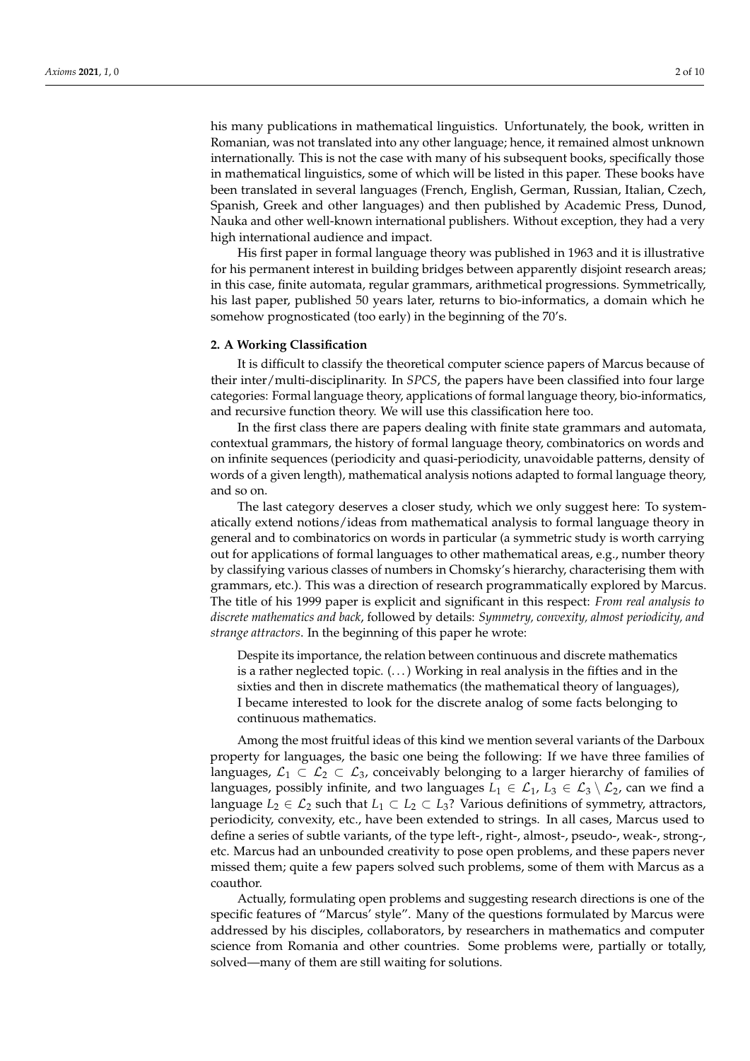his many publications in mathematical linguistics. Unfortunately, the book, written in Romanian, was not translated into any other language; hence, it remained almost unknown internationally. This is not the case with many of his subsequent books, specifically those in mathematical linguistics, some of which will be listed in this paper. These books have been translated in several languages (French, English, German, Russian, Italian, Czech, Spanish, Greek and other languages) and then published by Academic Press, Dunod, Nauka and other well-known international publishers. Without exception, they had a very high international audience and impact.

His first paper in formal language theory was published in 1963 and it is illustrative for his permanent interest in building bridges between apparently disjoint research areas; in this case, finite automata, regular grammars, arithmetical progressions. Symmetrically, his last paper, published 50 years later, returns to bio-informatics, a domain which he somehow prognosticated (too early) in the beginning of the 70's.

## 2. A Working Classification

It is difficult to classify the theoretical computer science papers of Marcus because of their inter/multi-disciplinarity. In *SPCS*, the papers have been classified into four large categories: Formal language theory, applications of formal language theory, bio-informatics, and recursive function theory. We will use this classification here too.

In the first class there are papers dealing with finite state grammars and automata, contextual grammars, the history of formal language theory, combinatorics on words and on infinite sequences (periodicity and quasi-periodicity, unavoidable patterns, density of words of a given length), mathematical analysis notions adapted to formal language theory, and so on.

The last category deserves a closer study, which we only suggest here: To systematically extend notions/ideas from mathematical analysis to formal language theory in general and to combinatorics on words in particular (a symmetric study is worth carrying out for applications of formal languages to other mathematical areas, e.g., number theory by classifying various classes of numbers in Chomsky's hierarchy, characterising them with grammars, etc.). This was a direction of research programmatically explored by Marcus. The title of his 1999 paper is explicit and significant in this respect: *From real analysis to discrete mathematics and back*, followed by details: *Symmetry, convexity, almost periodicity, and strange attractors*. In the beginning of this paper he wrote:

> Despite its importance, the relation between continuous and discrete mathematics is a rather neglected topic. (...) Working in real analysis in the fifties and in the sixties and then in discrete mathematics (the mathematical theory of languages), I became interested to look for the discrete analog of some facts belonging to continuous mathematics.

Among the most fruitful ideas of this kind we mention several variants of the Darboux property for languages, the basic one being the following: If we have three families of languages, $\mathcal{L}_1 \subset \mathcal{L}_2 \subset \mathcal{L}_3$, conceivably belonging to a larger hierarchy of families of languages, possibly infinite, and two languages $L_1 \in \mathcal{L}_1$, $L_3 \in \mathcal{L}_3 \setminus \mathcal{L}_2$, can we find a language $L_2 \in \mathcal{L}_2$ such that $L_1 \subset L_2 \subset L_3$? Various definitions of symmetry, attractors, periodicity, convexity, etc., have been extended to strings. In all cases, Marcus used to define a series of subtle variants, of the type left-, right-, almost-, pseudo-, weak-, strong-, etc. Marcus had an unbounded creativity to pose open problems, and these papers never missed them; quite a few papers solved such problems, some of them with Marcus as a coauthor.

Actually, formulating open problems and suggesting research directions is one of the specific features of "Marcus' style". Many of the questions formulated by Marcus were addressed by his disciples, collaborators, by researchers in mathematics and computer science from Romania and other countries. Some problems were, partially or totally, solved—many of them are still waiting for solutions.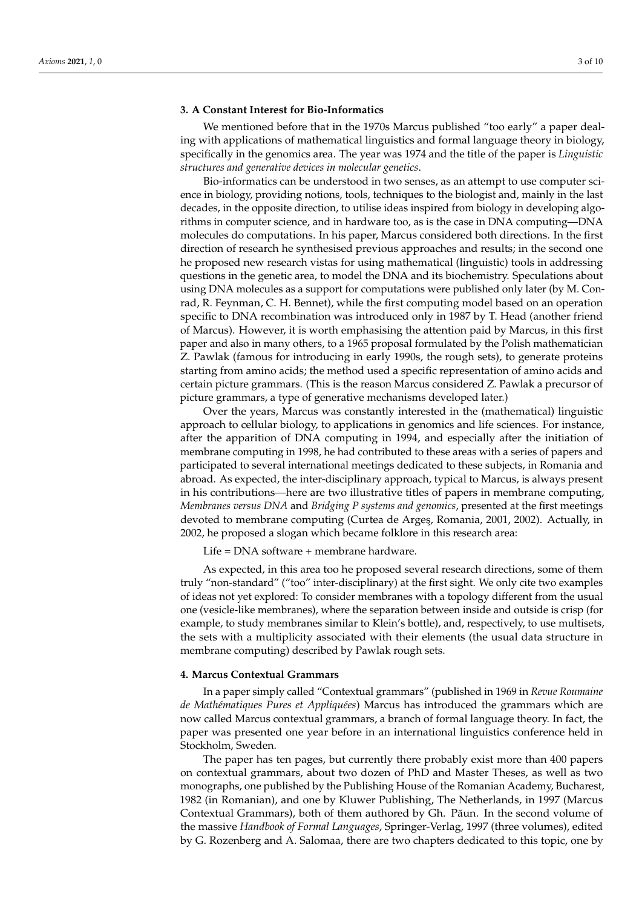## 3. A Constant Interest for Bio-Informatics

We mentioned before that in the 1970s Marcus published "too early" a paper dealing with applications of mathematical linguistics and formal language theory in biology, specifically in the genomics area. The year was 1974 and the title of the paper is *Linguistic structures and generative devices in molecular genetics*.

Bio-informatics can be understood in two senses, as an attempt to use computer science in biology, providing notions, tools, techniques to the biologist and, mainly in the last decades, in the opposite direction, to utilise ideas inspired from biology in developing algorithms in computer science, and in hardware too, as is the case in DNA computing—DNA molecules do computations. In his paper, Marcus considered both directions. In the first direction of research he synthesised previous approaches and results; in the second one he proposed new research vistas for using mathematical (linguistic) tools in addressing questions in the genetic area, to model the DNA and its biochemistry. Speculations about using DNA molecules as a support for computations were published only later (by M. Conrad, R. Feynman, C. H. Bennet), while the first computing model based on an operation specific to DNA recombination was introduced only in 1987 by T. Head (another friend of Marcus). However, it is worth emphasising the attention paid by Marcus, in this first paper and also in many others, to a 1965 proposal formulated by the Polish mathematician Z. Pawlak (famous for introducing in early 1990s, the rough sets), to generate proteins starting from amino acids; the method used a specific representation of amino acids and certain picture grammars. (This is the reason Marcus considered Z. Pawlak a precursor of picture grammars, a type of generative mechanisms developed later.)

Over the years, Marcus was constantly interested in the (mathematical) linguistic approach to cellular biology, to applications in genomics and life sciences. For instance, after the apparition of DNA computing in 1994, and especially after the initiation of membrane computing in 1998, he had contributed to these areas with a series of papers and participated to several international meetings dedicated to these subjects, in Romania and abroad. As expected, the inter-disciplinary approach, typical to Marcus, is always present in his contributions—here are two illustrative titles of papers in membrane computing, *Membranes versus DNA* and *Bridging P systems and genomics*, presented at the first meetings devoted to membrane computing (Curtea de Argeş, Romania, 2001, 2002). Actually, in 2002, he proposed a slogan which became folklore in this research area:

Life = DNA software + membrane hardware.

As expected, in this area too he proposed several research directions, some of them truly "non-standard" ("too" inter-disciplinary) at the first sight. We only cite two examples of ideas not yet explored: To consider membranes with a topology different from the usual one (vesicle-like membranes), where the separation between inside and outside is crisp (for example, to study membranes similar to Klein's bottle), and, respectively, to use multisets, the sets with a multiplicity associated with their elements (the usual data structure in membrane computing) described by Pawlak rough sets.

## 4. Marcus Contextual Grammars

In a paper simply called "Contextual grammars" (published in 1969 in *Revue Roumaine de Mathématiques Pures et Appliquées*) Marcus has introduced the grammars which are now called Marcus contextual grammars, a branch of formal language theory. In fact, the paper was presented one year before in an international linguistics conference held in Stockholm, Sweden.

The paper has ten pages, but currently there probably exist more than 400 papers on contextual grammars, about two dozen of PhD and Master Theses, as well as two monographs, one published by the Publishing House of the Romanian Academy, Bucharest, 1982 (in Romanian), and one by Kluwer Publishing, The Netherlands, in 1997 (Marcus Contextual Grammars), both of them authored by Gh. Păun. In the second volume of the massive *Handbook of Formal Languages*, Springer-Verlag, 1997 (three volumes), edited by G. Rozenberg and A. Salomaa, there are two chapters dedicated to this topic, one by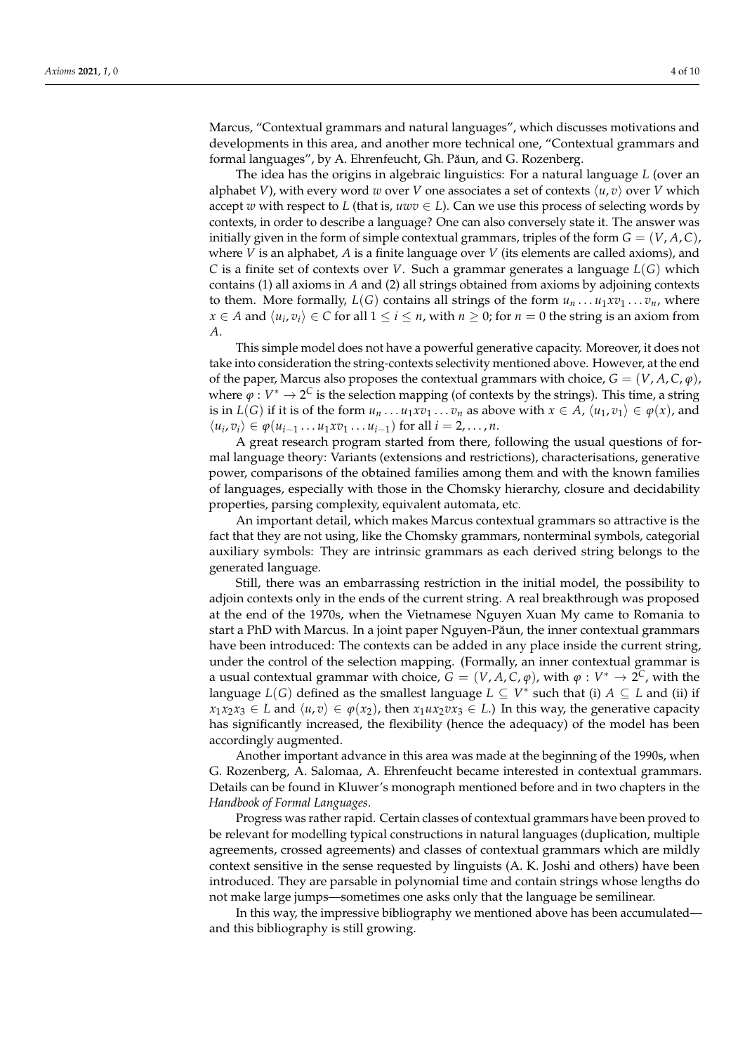Marcus, "Contextual grammars and natural languages", which discusses motivations and developments in this area, and another more technical one, "Contextual grammars and formal languages", by A. Ehrenfeucht, Gh. Păun, and G. Rozenberg.

The idea has the origins in algebraic linguistics: For a natural language $L$ (over an alphabet $V$), with every word $w$ over $V$ one associates a set of contexts $\langle u, v \rangle$ over $V$ which accept $w$ with respect to $L$ (that is, $uwv \in L$). Can we use this process of selecting words by contexts, in order to describe a language? One can also conversely state it. The answer was initially given in the form of simple contextual grammars, triples of the form $G = (V, A, C)$, where $V$ is an alphabet, $A$ is a finite language over $V$ (its elements are called axioms), and $C$ is a finite set of contexts over $V$. Such a grammar generates a language $L(G)$ which contains (1) all axioms in $A$ and (2) all strings obtained from axioms by adjoining contexts to them. More formally, $L(G)$ contains all strings of the form $u_n \ldots u_1 x v_1 \ldots v_n$, where $x \in A$ and $\langle u_i, v_i \rangle \in C$ for all $1 \leq i \leq n$, with $n \geq 0$; for $n = 0$ the string is an axiom from $A$.

This simple model does not have a powerful generative capacity. Moreover, it does not take into consideration the string-contexts selectivity mentioned above. However, at the end of the paper, Marcus also proposes the contextual grammars with choice, $G = (V, A, C, \varphi)$, where $\varphi : V^* \rightarrow 2^C$ is the selection mapping (of contexts by the strings). This time, a string is in $L(G)$ if it is of the form $u_n \ldots u_1 x v_1 \ldots v_n$ as above with $x \in A$, $\langle u_1, v_1 \rangle \in \varphi(x)$, and $\langle u_i, v_i \rangle \in \varphi(u_{i-1} \ldots u_1 x v_1 \ldots u_{i-1})$ for all $i = 2, \ldots, n$.

A great research program started from there, following the usual questions of formal language theory: Variants (extensions and restrictions), characterisations, generative power, comparisons of the obtained families among them and with the known families of languages, especially with those in the Chomsky hierarchy, closure and decidability properties, parsing complexity, equivalent automata, etc.

An important detail, which makes Marcus contextual grammars so attractive is the fact that they are not using, like the Chomsky grammars, nonterminal symbols, categorial auxiliary symbols: They are intrinsic grammars as each derived string belongs to the generated language.

Still, there was an embarrassing restriction in the initial model, the possibility to adjoin contexts only in the ends of the current string. A real breakthrough was proposed at the end of the 1970s, when the Vietnamese Nguyen Xuan My came to Romania to start a PhD with Marcus. In a joint paper Nguyen-Păun, the inner contextual grammars have been introduced: The contexts can be added in any place inside the current string, under the control of the selection mapping. (Formally, an inner contextual grammar is a usual contextual grammar with choice, $G = (V, A, C, \varphi)$, with $\varphi : V^* \rightarrow 2^C$, with the language $L(G)$ defined as the smallest language $L \subseteq V^*$ such that (i) $A \subseteq L$ and (ii) if $x_1 x_2 x_3 \in L$ and $\langle u, v \rangle \in \varphi(x_2)$, then $x_1 u x_2 v x_3 \in L$.) In this way, the generative capacity has significantly increased, the flexibility (hence the adequacy) of the model has been accordingly augmented.

Another important advance in this area was made at the beginning of the 1990s, when G. Rozenberg, A. Salomaa, A. Ehrenfeucht became interested in contextual grammars. Details can be found in Kluwer's monograph mentioned before and in two chapters in the *Handbook of Formal Languages*.

Progress was rather rapid. Certain classes of contextual grammars have been proved to be relevant for modelling typical constructions in natural languages (duplication, multiple agreements, crossed agreements) and classes of contextual grammars which are mildly context sensitive in the sense requested by linguists (A. K. Joshi and others) have been introduced. They are parsable in polynomial time and contain strings whose lengths do not make large jumps—sometimes one asks only that the language be semilinear.

In this way, the impressive bibliography we mentioned above has been accumulated—and this bibliography is still growing.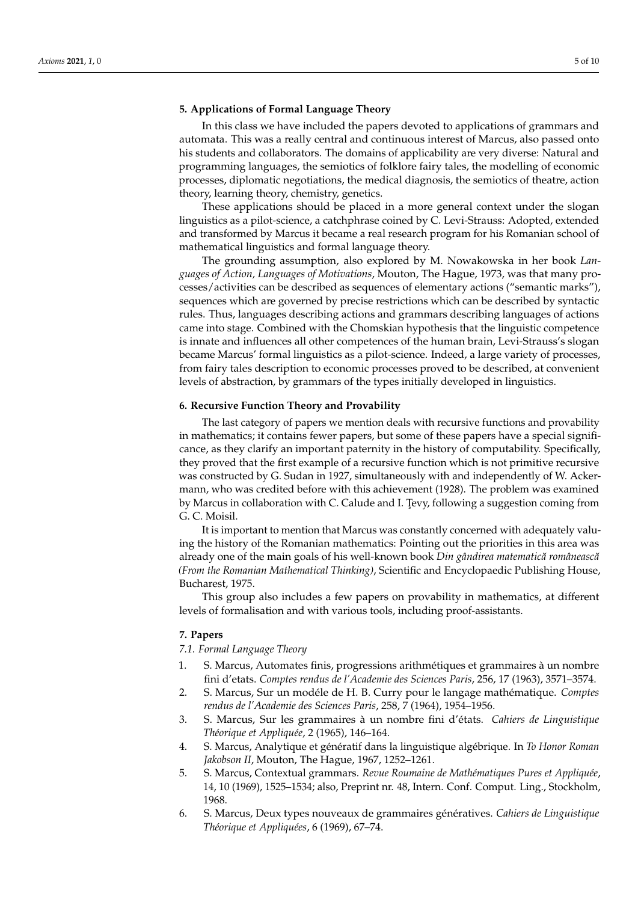## 5. Applications of Formal Language Theory

In this class we have included the papers devoted to applications of grammars and automata. This was a really central and continuous interest of Marcus, also passed onto his students and collaborators. The domains of applicability are very diverse: Natural and programming languages, the semiotics of folklore fairy tales, the modelling of economic processes, diplomatic negotiations, the medical diagnosis, the semiotics of theatre, action theory, learning theory, chemistry, genetics.

These applications should be placed in a more general context under the slogan linguistics as a pilot-science, a catchphrase coined by C. Levi-Strauss: Adopted, extended and transformed by Marcus it became a real research program for his Romanian school of mathematical linguistics and formal language theory.

The grounding assumption, also explored by M. Nowakowska in her book *Languages of Action, Languages of Motivations*, Mouton, The Hague, 1973, was that many processes/activities can be described as sequences of elementary actions ("semantic marks"), sequences which are governed by precise restrictions which can be described by syntactic rules. Thus, languages describing actions and grammars describing languages of actions came into stage. Combined with the Chomskian hypothesis that the linguistic competence is innate and influences all other competences of the human brain, Levi-Strauss's slogan became Marcus' formal linguistics as a pilot-science. Indeed, a large variety of processes, from fairy tales description to economic processes proved to be described, at convenient levels of abstraction, by grammars of the types initially developed in linguistics.

## 6. Recursive Function Theory and Provability

The last category of papers we mention deals with recursive functions and provability in mathematics; it contains fewer papers, but some of these papers have a special significance, as they clarify an important paternity in the history of computability. Specifically, they proved that the first example of a recursive function which is not primitive recursive was constructed by G. Sudan in 1927, simultaneously with and independently of W. Ackermann, who was credited before with this achievement (1928). The problem was examined by Marcus in collaboration with C. Calude and I. Ţevy, following a suggestion coming from G. C. Moisil.

It is important to mention that Marcus was constantly concerned with adequately valuing the history of the Romanian mathematics: Pointing out the priorities in this area was already one of the main goals of his well-known book *Din gândirea matematică românească (From the Romanian Mathematical Thinking)*, Scientific and Encyclopaedic Publishing House, Bucharest, 1975.

This group also includes a few papers on provability in mathematics, at different levels of formalisation and with various tools, including proof-assistants.

## 7. Papers

### 7.1. Formal Language Theory

1. S. Marcus, Automates finis, progressions arithmétiques et grammaires à un nombre fini d'etats. *Comptes rendus de l'Academie des Sciences Paris*, 256, 17 (1963), 3571–3574.
2. S. Marcus, Sur un modéle de H. B. Curry pour le langage mathématique. *Comptes rendus de l'Academie des Sciences Paris*, 258, 7 (1964), 1954–1956.
3. S. Marcus, Sur les grammaires à un nombre fini d'états. *Cahiers de Linguistique Théorique et Appliquée*, 2 (1965), 146–164.
4. S. Marcus, Analytique et génératif dans la linguistique algébrique. In *To Honor Roman Jakobson II*, Mouton, The Hague, 1967, 1252–1261.
5. S. Marcus, Contextual grammars. *Revue Roumaine de Mathématiques Pures et Appliquée*, 14, 10 (1969), 1525–1534; also, Preprint nr. 48, Intern. Conf. Comput. Ling., Stockholm, 1968.
6. S. Marcus, Deux types nouveaux de grammaires génératives. *Cahiers de Linguistique Théorique et Appliquées*, 6 (1969), 67–74.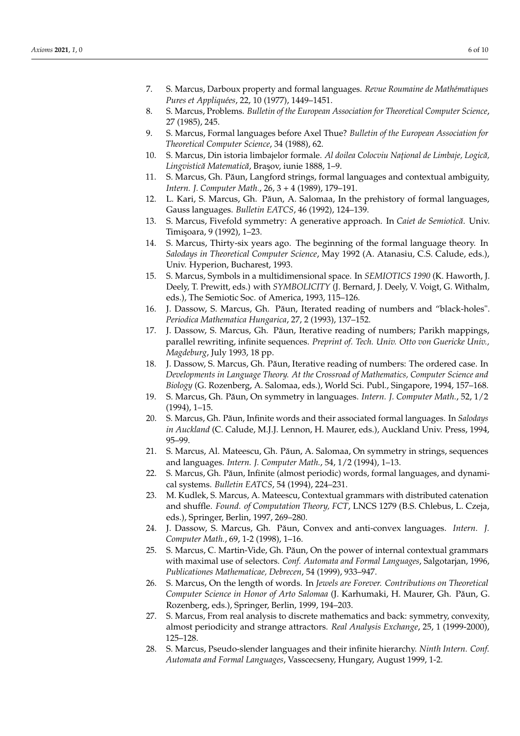7. S. Marcus, Darboux property and formal languages. *Revue Roumaine de Mathématiques Pures et Appliquées*, 22, 10 (1977), 1449–1451.
8. S. Marcus, Problems. *Bulletin of the European Association for Theoretical Computer Science*, 27 (1985), 245.
9. S. Marcus, Formal languages before Axel Thue? *Bulletin of the European Association for Theoretical Computer Science*, 34 (1988), 62.
10. S. Marcus, Din istoria limbajelor formale. *Al doilea Colocviu Naţional de Limbaje, Logică, Lingvistică Matematică*, Braşov, iunie 1888, 1–9.
11. S. Marcus, Gh. Păun, Langford strings, formal languages and contextual ambiguity, *Intern. J. Computer Math.*, 26, 3 + 4 (1989), 179–191.
12. L. Kari, S. Marcus, Gh. Păun, A. Salomaa, In the prehistory of formal languages, Gauss languages. *Bulletin EATCS*, 46 (1992), 124–139.
13. S. Marcus, Fivefold symmetry: A generative approach. In *Caiet de Semiotică*. Univ. Timişoara, 9 (1992), 1–23.
14. S. Marcus, Thirty-six years ago. The beginning of the formal language theory. In *Salodays in Theoretical Computer Science*, May 1992 (A. Atanasiu, C.S. Calude, eds.), Univ. Hyperion, Bucharest, 1993.
15. S. Marcus, Symbols in a multidimensional space. In *SEMIOTICS 1990* (K. Haworth, J. Deely, T. Prewitt, eds.) with *SYMBOLICITY* (J. Bernard, J. Deely, V. Voigt, G. Withalm, eds.), The Semiotic Soc. of America, 1993, 115–126.
16. J. Dassow, S. Marcus, Gh. Păun, Iterated reading of numbers and "black-holes". *Periodica Mathematica Hungarica*, 27, 2 (1993), 137–152.
17. J. Dassow, S. Marcus, Gh. Păun, Iterative reading of numbers; Parikh mappings, parallel rewriting, infinite sequences. *Preprint of. Tech. Univ. Otto von Guericke Univ., Magdeburg*, July 1993, 18 pp.
18. J. Dassow, S. Marcus, Gh. Păun, Iterative reading of numbers: The ordered case. In *Developments in Language Theory. At the Crossroad of Mathematics, Computer Science and Biology* (G. Rozenberg, A. Salomaa, eds.), World Sci. Publ., Singapore, 1994, 157–168.
19. S. Marcus, Gh. Păun, On symmetry in languages. *Intern. J. Computer Math.*, 52, 1/2 (1994), 1–15.
20. S. Marcus, Gh. Păun, Infinite words and their associated formal languages. In *Salodays in Auckland* (C. Calude, M.J.J. Lennon, H. Maurer, eds.), Auckland Univ. Press, 1994, 95–99.
21. S. Marcus, Al. Mateescu, Gh. Păun, A. Salomaa, On symmetry in strings, sequences and languages. *Intern. J. Computer Math.*, 54, 1/2 (1994), 1–13.
22. S. Marcus, Gh. Păun, Infinite (almost periodic) words, formal languages, and dynamical systems. *Bulletin EATCS*, 54 (1994), 224–231.
23. M. Kudlek, S. Marcus, A. Mateescu, Contextual grammars with distributed catenation and shuffle. *Found. of Computation Theory, FCT*, LNCS 1279 (B.S. Chlebus, L. Czeja, eds.), Springer, Berlin, 1997, 269–280.
24. J. Dassow, S. Marcus, Gh. Păun, Convex and anti-convex languages. *Intern. J. Computer Math.*, 69, 1-2 (1998), 1–16.
25. S. Marcus, C. Martin-Vide, Gh. Păun, On the power of internal contextual grammars with maximal use of selectors. *Conf. Automata and Formal Languages*, Salgotarjan, 1996, *Publicationes Mathematicae, Debrecen*, 54 (1999), 933–947.
26. S. Marcus, On the length of words. In *Jewels are Forever. Contributions on Theoretical Computer Science in Honor of Arto Salomaa* (J. Karhumaki, H. Maurer, Gh. Păun, G. Rozenberg, eds.), Springer, Berlin, 1999, 194–203.
27. S. Marcus, From real analysis to discrete mathematics and back: symmetry, convexity, almost periodicity and strange attractors. *Real Analysis Exchange*, 25, 1 (1999-2000), 125–128.
28. S. Marcus, Pseudo-slender languages and their infinite hierarchy. *Ninth Intern. Conf. Automata and Formal Languages*, Vasscecseny, Hungary, August 1999, 1-2.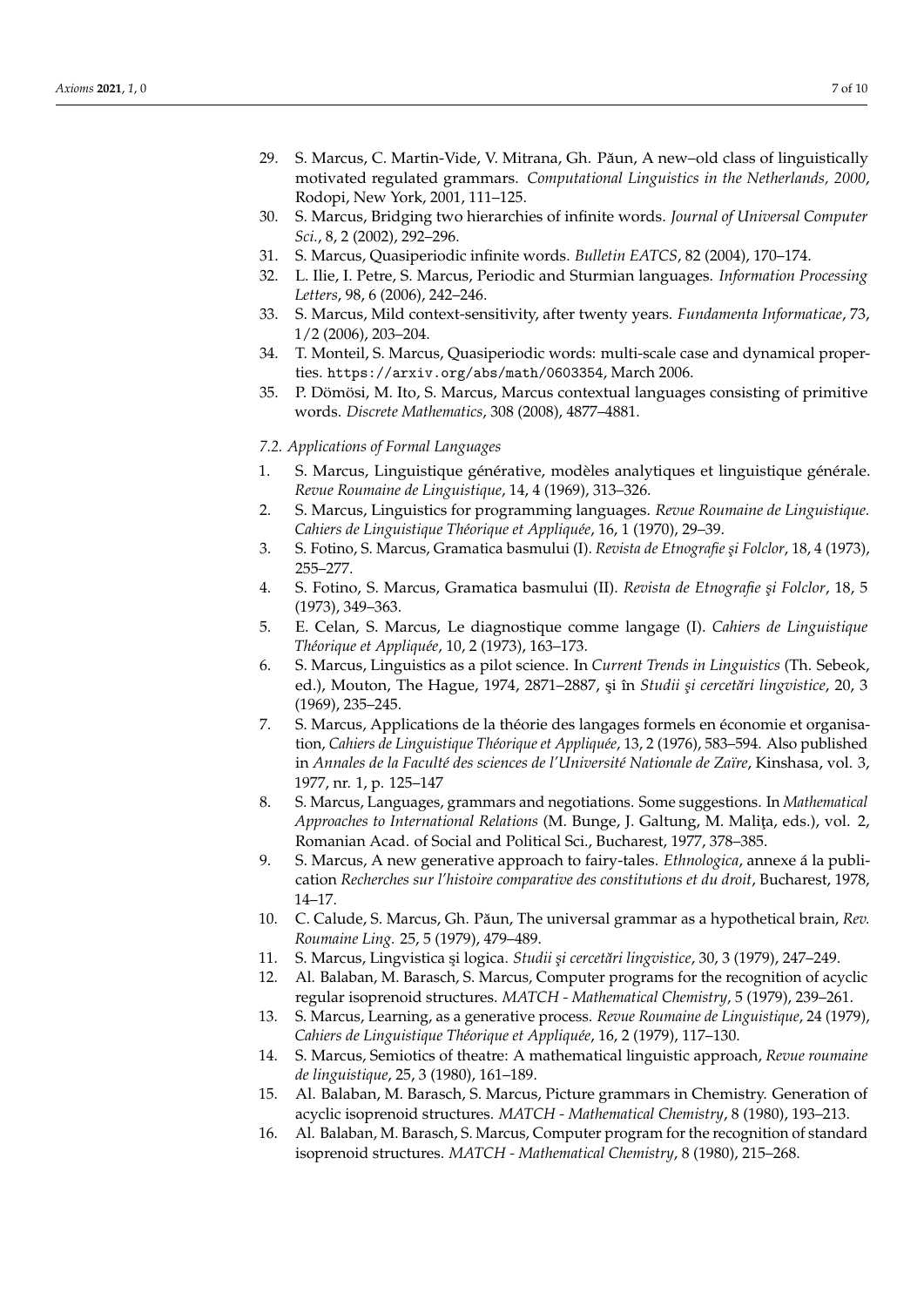29. S. Marcus, C. Martin-Vide, V. Mitrana, Gh. Păun, A new–old class of linguistically motivated regulated grammars. *Computational Linguistics in the Netherlands, 2000*, Rodopi, New York, 2001, 111–125.
30. S. Marcus, Bridging two hierarchies of infinite words. *Journal of Universal Computer Sci.*, 8, 2 (2002), 292–296.
31. S. Marcus, Quasiperiodic infinite words. *Bulletin EATCS*, 82 (2004), 170–174.
32. L. Ilie, I. Petre, S. Marcus, Periodic and Sturmian languages. *Information Processing Letters*, 98, 6 (2006), 242–246.
33. S. Marcus, Mild context-sensitivity, after twenty years. *Fundamenta Informaticae*, 73, 1/2 (2006), 203–204.
34. T. Monteil, S. Marcus, Quasiperiodic words: multi-scale case and dynamical properties. `https://arxiv.org/abs/math/0603354`, March 2006.
35. P. Dömösi, M. Ito, S. Marcus, Marcus contextual languages consisting of primitive words. *Discrete Mathematics*, 308 (2008), 4877–4881.

*7.2. Applications of Formal Languages*

1. S. Marcus, Linguistique générative, modèles analytiques et linguistique générale. *Revue Roumaine de Linguistique*, 14, 4 (1969), 313–326.
2. S. Marcus, Linguistics for programming languages. *Revue Roumaine de Linguistique. Cahiers de Linguistique Théorique et Appliquée*, 16, 1 (1970), 29–39.
3. S. Fotino, S. Marcus, Gramatica basmului (I). *Revista de Etnografie şi Folclor*, 18, 4 (1973), 255–277.
4. S. Fotino, S. Marcus, Gramatica basmului (II). *Revista de Etnografie şi Folclor*, 18, 5 (1973), 349–363.
5. E. Celan, S. Marcus, Le diagnostique comme langage (I). *Cahiers de Linguistique Théorique et Appliquée*, 10, 2 (1973), 163–173.
6. S. Marcus, Linguistics as a pilot science. In *Current Trends in Linguistics* (Th. Sebeok, ed.), Mouton, The Hague, 1974, 2871–2887, şi în *Studii şi cercetări lingvistice*, 20, 3 (1969), 235–245.
7. S. Marcus, Applications de la théorie des langages formels en économie et organisation, *Cahiers de Linguistique Théorique et Appliquée*, 13, 2 (1976), 583–594. Also published in *Annales de la Faculté des sciences de l'Université Nationale de Zaïre*, Kinshasa, vol. 3, 1977, nr. 1, p. 125–147
8. S. Marcus, Languages, grammars and negotiations. Some suggestions. In *Mathematical Approaches to International Relations* (M. Bunge, J. Galtung, M. Maliţa, eds.), vol. 2, Romanian Acad. of Social and Political Sci., Bucharest, 1977, 378–385.
9. S. Marcus, A new generative approach to fairy-tales. *Ethnologica*, annexe á la publication *Recherches sur l'histoire comparative des constitutions et du droit*, Bucharest, 1978, 14–17.
10. C. Calude, S. Marcus, Gh. Păun, The universal grammar as a hypothetical brain, *Rev. Roumaine Ling.* 25, 5 (1979), 479–489.
11. S. Marcus, Lingvistica şi logica. *Studii şi cercetări lingvistice*, 30, 3 (1979), 247–249.
12. Al. Balaban, M. Barasch, S. Marcus, Computer programs for the recognition of acyclic regular isoprenoid structures. *MATCH - Mathematical Chemistry*, 5 (1979), 239–261.
13. S. Marcus, Learning, as a generative process. *Revue Roumaine de Linguistique*, 24 (1979), *Cahiers de Linguistique Théorique et Appliquée*, 16, 2 (1979), 117–130.
14. S. Marcus, Semiotics of theatre: A mathematical linguistic approach, *Revue roumaine de linguistique*, 25, 3 (1980), 161–189.
15. Al. Balaban, M. Barasch, S. Marcus, Picture grammars in Chemistry. Generation of acyclic isoprenoid structures. *MATCH - Mathematical Chemistry*, 8 (1980), 193–213.
16. Al. Balaban, M. Barasch, S. Marcus, Computer program for the recognition of standard isoprenoid structures. *MATCH - Mathematical Chemistry*, 8 (1980), 215–268.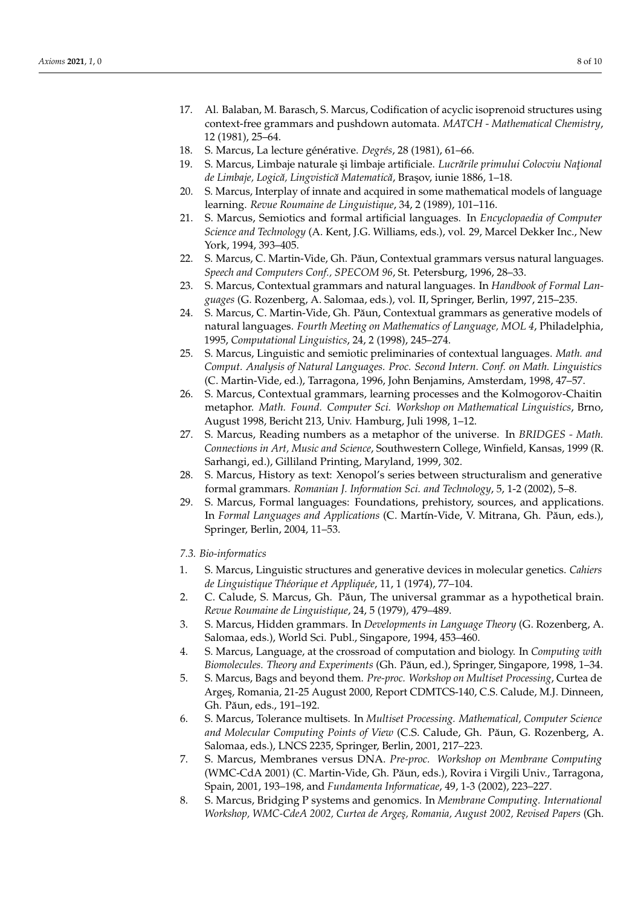17. Al. Balaban, M. Barasch, S. Marcus, Codification of acyclic isoprenoid structures using context-free grammars and pushdown automata. *MATCH - Mathematical Chemistry*, 12 (1981), 25–64.
18. S. Marcus, La lecture générative. *Degrés*, 28 (1981), 61–66.
19. S. Marcus, Limbaje naturale şi limbaje artificiale. *Lucrările primului Colocviu Naţional de Limbaje, Logică, Lingvistică Matematică*, Braşov, iunie 1886, 1–18.
20. S. Marcus, Interplay of innate and acquired in some mathematical models of language learning. *Revue Roumaine de Linguistique*, 34, 2 (1989), 101–116.
21. S. Marcus, Semiotics and formal artificial languages. In *Encyclopaedia of Computer Science and Technology* (A. Kent, J.G. Williams, eds.), vol. 29, Marcel Dekker Inc., New York, 1994, 393–405.
22. S. Marcus, C. Martin-Vide, Gh. Păun, Contextual grammars versus natural languages. *Speech and Computers Conf., SPECOM 96*, St. Petersburg, 1996, 28–33.
23. S. Marcus, Contextual grammars and natural languages. In *Handbook of Formal Languages* (G. Rozenberg, A. Salomaa, eds.), vol. II, Springer, Berlin, 1997, 215–235.
24. S. Marcus, C. Martin-Vide, Gh. Păun, Contextual grammars as generative models of natural languages. *Fourth Meeting on Mathematics of Language, MOL 4*, Philadelphia, 1995, *Computational Linguistics*, 24, 2 (1998), 245–274.
25. S. Marcus, Linguistic and semiotic preliminaries of contextual languages. *Math. and Comput. Analysis of Natural Languages. Proc. Second Intern. Conf. on Math. Linguistics* (C. Martin-Vide, ed.), Tarragona, 1996, John Benjamins, Amsterdam, 1998, 47–57.
26. S. Marcus, Contextual grammars, learning processes and the Kolmogorov-Chaitin metaphor. *Math. Found. Computer Sci. Workshop on Mathematical Linguistics*, Brno, August 1998, Bericht 213, Univ. Hamburg, Juli 1998, 1–12.
27. S. Marcus, Reading numbers as a metaphor of the universe. In *BRIDGES - Math. Connections in Art, Music and Science*, Southwestern College, Winfield, Kansas, 1999 (R. Sarhangi, ed.), Gilliland Printing, Maryland, 1999, 302.
28. S. Marcus, History as text: Xenopol's series between structuralism and generative formal grammars. *Romanian J. Information Sci. and Technology*, 5, 1-2 (2002), 5–8.
29. S. Marcus, Formal languages: Foundations, prehistory, sources, and applications. In *Formal Languages and Applications* (C. Martín-Vide, V. Mitrana, Gh. Păun, eds.), Springer, Berlin, 2004, 11–53.

### 7.3. Bio-informatics

1. S. Marcus, Linguistic structures and generative devices in molecular genetics. *Cahiers de Linguistique Théorique et Appliquée*, 11, 1 (1974), 77–104.
2. C. Calude, S. Marcus, Gh. Păun, The universal grammar as a hypothetical brain. *Revue Roumaine de Linguistique*, 24, 5 (1979), 479–489.
3. S. Marcus, Hidden grammars. In *Developments in Language Theory* (G. Rozenberg, A. Salomaa, eds.), World Sci. Publ., Singapore, 1994, 453–460.
4. S. Marcus, Language, at the crossroad of computation and biology. In *Computing with Biomolecules. Theory and Experiments* (Gh. Păun, ed.), Springer, Singapore, 1998, 1–34.
5. S. Marcus, Bags and beyond them. *Pre-proc. Workshop on Multiset Processing*, Curtea de Argeş, Romania, 21-25 August 2000, Report CDMTCS-140, C.S. Calude, M.J. Dinneen, Gh. Păun, eds., 191–192.
6. S. Marcus, Tolerance multisets. In *Multiset Processing. Mathematical, Computer Science and Molecular Computing Points of View* (C.S. Calude, Gh. Păun, G. Rozenberg, A. Salomaa, eds.), LNCS 2235, Springer, Berlin, 2001, 217–223.
7. S. Marcus, Membranes versus DNA. *Pre-proc. Workshop on Membrane Computing* (WMC-CdA 2001) (C. Martin-Vide, Gh. Păun, eds.), Rovira i Virgili Univ., Tarragona, Spain, 2001, 193–198, and *Fundamenta Informaticae*, 49, 1-3 (2002), 223–227.
8. S. Marcus, Bridging P systems and genomics. In *Membrane Computing. International Workshop, WMC-CdeA 2002, Curtea de Argeş, Romania, August 2002, Revised Papers* (Gh.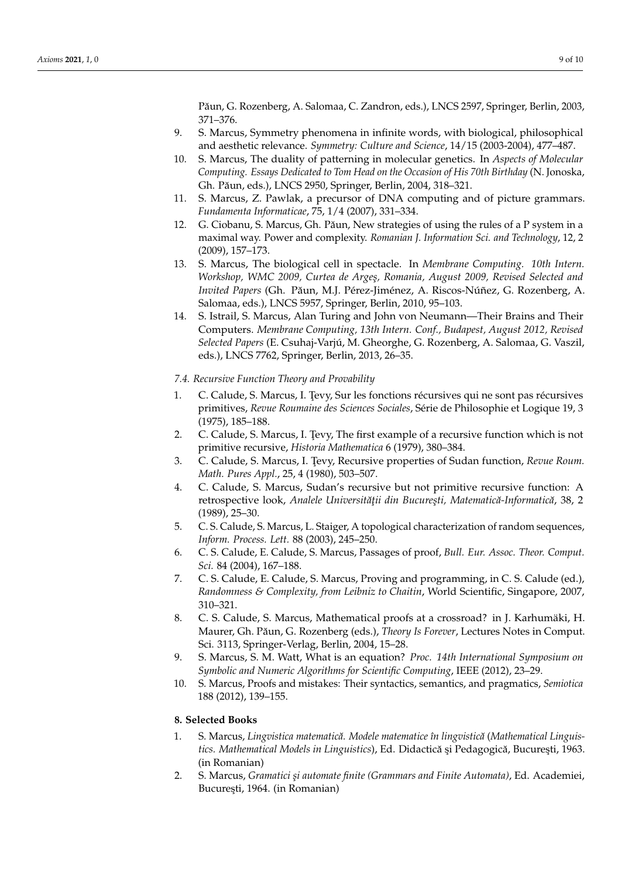Păun, G. Rozenberg, A. Salomaa, C. Zandron, eds.), LNCS 2597, Springer, Berlin, 2003, 371–376.

9. S. Marcus, Symmetry phenomena in infinite words, with biological, philosophical and aesthetic relevance. *Symmetry: Culture and Science*, 14/15 (2003-2004), 477–487.
10. S. Marcus, The duality of patterning in molecular genetics. In *Aspects of Molecular Computing. Essays Dedicated to Tom Head on the Occasion of His 70th Birthday* (N. Jonoska, Gh. Păun, eds.), LNCS 2950, Springer, Berlin, 2004, 318–321.
11. S. Marcus, Z. Pawlak, a precursor of DNA computing and of picture grammars. *Fundamenta Informaticae*, 75, 1/4 (2007), 331–334.
12. G. Ciobanu, S. Marcus, Gh. Păun, New strategies of using the rules of a P system in a maximal way. Power and complexity. *Romanian J. Information Sci. and Technology*, 12, 2 (2009), 157–173.
13. S. Marcus, The biological cell in spectacle. In *Membrane Computing. 10th Intern. Workshop, WMC 2009, Curtea de Argeş, Romania, August 2009, Revised Selected and Invited Papers* (Gh. Păun, M.J. Pérez-Jiménez, A. Riscos-Núñez, G. Rozenberg, A. Salomaa, eds.), LNCS 5957, Springer, Berlin, 2010, 95–103.
14. S. Istrail, S. Marcus, Alan Turing and John von Neumann—Their Brains and Their Computers. *Membrane Computing, 13th Intern. Conf., Budapest, August 2012, Revised Selected Papers* (E. Csuhaj-Varjú, M. Gheorghe, G. Rozenberg, A. Salomaa, G. Vaszil, eds.), LNCS 7762, Springer, Berlin, 2013, 26–35.

*7.4. Recursive Function Theory and Provability*

1. C. Calude, S. Marcus, I. Ţevy, Sur les fonctions récursives qui ne sont pas récursives primitives, *Revue Roumaine des Sciences Sociales*, Série de Philosophie et Logique 19, 3 (1975), 185–188.
2. C. Calude, S. Marcus, I. Ţevy, The first example of a recursive function which is not primitive recursive, *Historia Mathematica* 6 (1979), 380–384.
3. C. Calude, S. Marcus, I. Ţevy, Recursive properties of Sudan function, *Revue Roum. Math. Pures Appl.*, 25, 4 (1980), 503–507.
4. C. Calude, S. Marcus, Sudan's recursive but not primitive recursive function: A retrospective look, *Analele Universităţii din Bucureşti, Matematică-Informatică*, 38, 2 (1989), 25–30.
5. C. S. Calude, S. Marcus, L. Staiger, A topological characterization of random sequences, *Inform. Process. Lett.* 88 (2003), 245–250.
6. C. S. Calude, E. Calude, S. Marcus, Passages of proof, *Bull. Eur. Assoc. Theor. Comput. Sci.* 84 (2004), 167–188.
7. C. S. Calude, E. Calude, S. Marcus, Proving and programming, in C. S. Calude (ed.), *Randomness & Complexity, from Leibniz to Chaitin*, World Scientific, Singapore, 2007, 310–321.
8. C. S. Calude, S. Marcus, Mathematical proofs at a crossroad? in J. Karhumäki, H. Maurer, Gh. Păun, G. Rozenberg (eds.), *Theory Is Forever*, Lectures Notes in Comput. Sci. 3113, Springer-Verlag, Berlin, 2004, 15–28.
9. S. Marcus, S. M. Watt, What is an equation? *Proc. 14th International Symposium on Symbolic and Numeric Algorithms for Scientific Computing*, IEEE (2012), 23–29.
10. S. Marcus, Proofs and mistakes: Their syntactics, semantics, and pragmatics, *Semiotica* 188 (2012), 139–155.

## 8. Selected Books

1. S. Marcus, *Lingvistica matematică. Modele matematice în lingvistică* (*Mathematical Linguistics. Mathematical Models in Linguistics*), Ed. Didactică şi Pedagogică, Bucureşti, 1963. (in Romanian)
2. S. Marcus, *Gramatici şi automate finite (Grammars and Finite Automata)*, Ed. Academiei, Bucureşti, 1964. (in Romanian)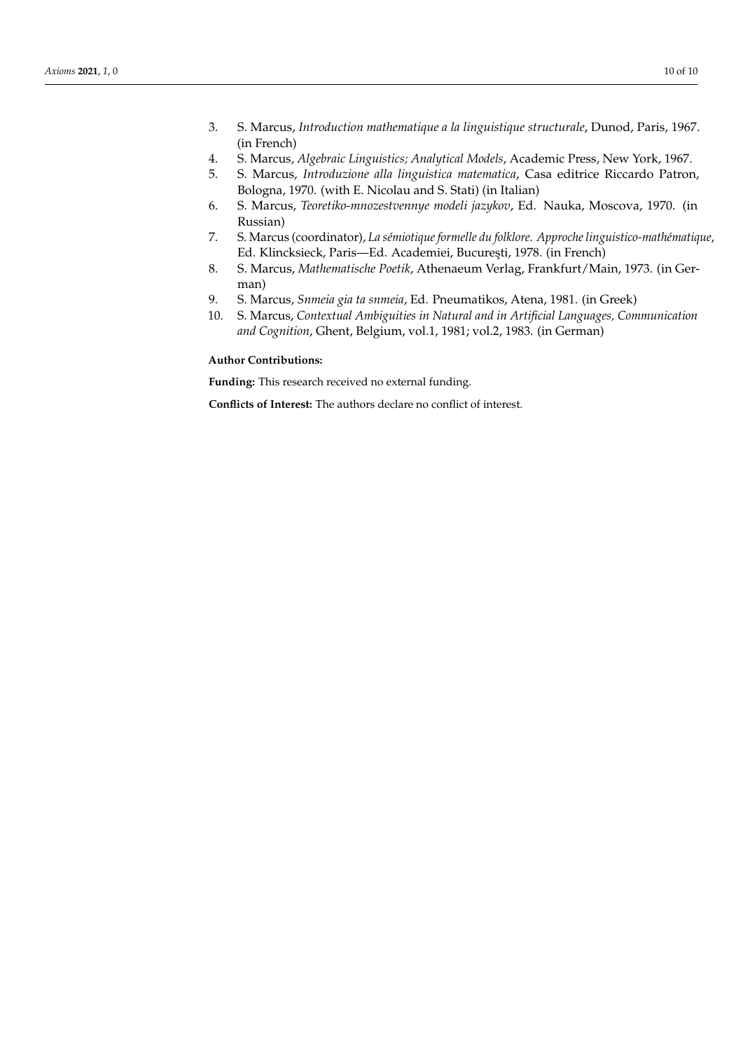3. S. Marcus, *Introduction mathematique a la linguistique structurale*, Dunod, Paris, 1967. (in French)
4. S. Marcus, *Algebraic Linguistics; Analytical Models*, Academic Press, New York, 1967.
5. S. Marcus, *Introduzione alla linguistica matematica*, Casa editrice Riccardo Patron, Bologna, 1970. (with E. Nicolau and S. Stati) (in Italian)
6. S. Marcus, *Teoretiko-mnozestvennye modeli jazykov*, Ed. Nauka, Moscova, 1970. (in Russian)
7. S. Marcus (coordinator), *La sémiotique formelle du folklore. Approche linguistico-mathématique*, Ed. Klincksieck, Paris—Ed. Academiei, Bucureşti, 1978. (in French)
8. S. Marcus, *Mathematische Poetik*, Athenaeum Verlag, Frankfurt/Main, 1973. (in German)
9. S. Marcus, *Snmeia gia ta snmeia*, Ed. Pneumatikos, Atena, 1981. (in Greek)
10. S. Marcus, *Contextual Ambiguities in Natural and in Artificial Languages, Communication and Cognition*, Ghent, Belgium, vol.1, 1981; vol.2, 1983. (in German)

**Author Contributions:**

**Funding:** This research received no external funding.

**Conflicts of Interest:** The authors declare no conflict of interest.